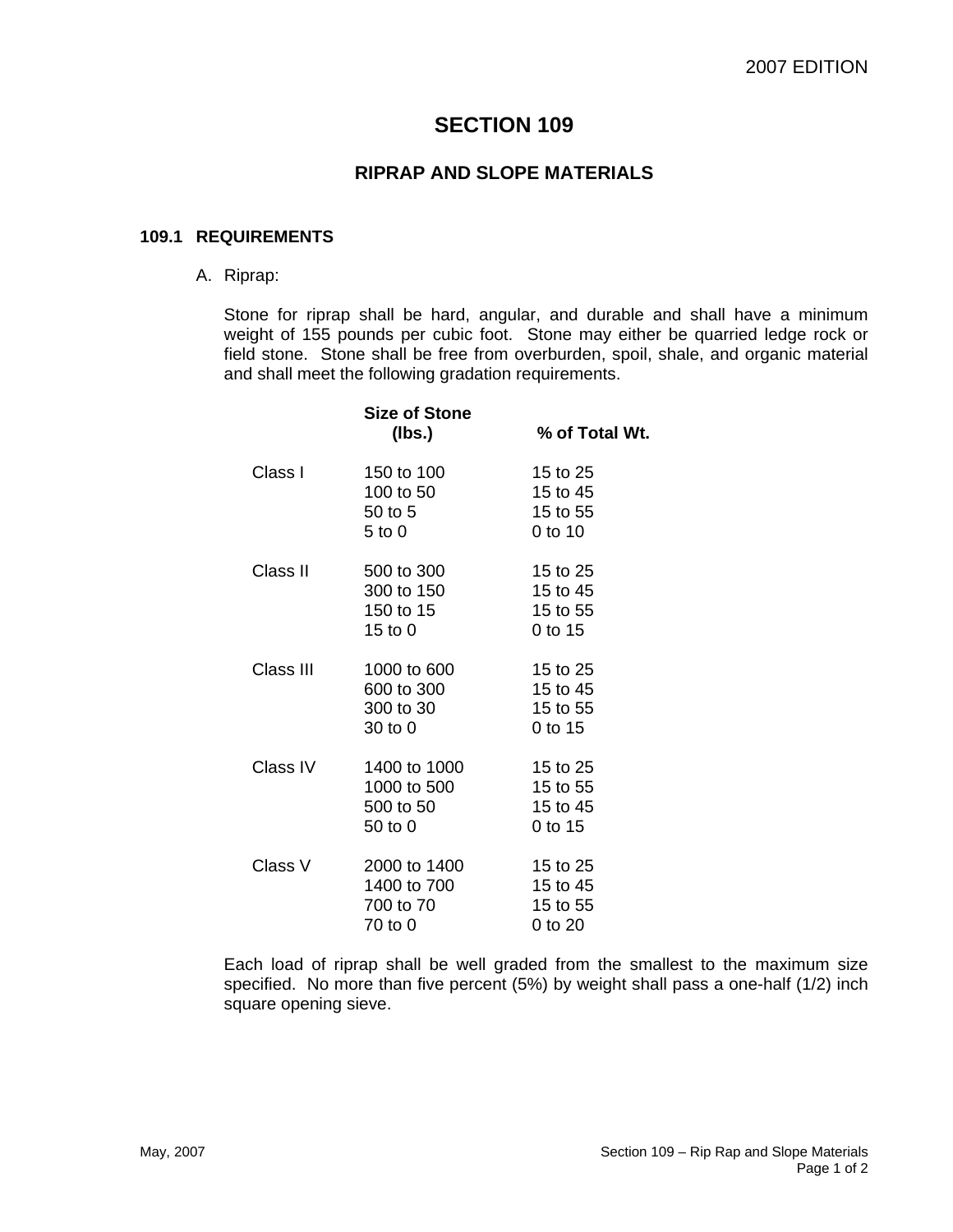# SECTION 109

## RIPRAP AND SLOPE MATERIALS

### 109.1 REQUIREMENTS

A. Riprap:

Stone for riprap shall be hard, angular, and durable and shall have a minimum weight of 155 pounds per cubic foot. Stone may either be quarried ledge rock or field stone. Stone shall be free from overburden, spoil, shale, and organic material and shall meet the following gradation requirements.

| | **Size of Stone (lbs.)** | **% of Total Wt.** |
|---|---|---|
| Class I | 150 to 100 | 15 to 25 |
| | 100 to 50 | 15 to 45 |
| | 50 to 5 | 15 to 55 |
| | 5 to 0 | 0 to 10 |
| Class II | 500 to 300 | 15 to 25 |
| | 300 to 150 | 15 to 45 |
| | 150 to 15 | 15 to 55 |
| | 15 to 0 | 0 to 15 |
| Class III | 1000 to 600 | 15 to 25 |
| | 600 to 300 | 15 to 45 |
| | 300 to 30 | 15 to 55 |
| | 30 to 0 | 0 to 15 |
| Class IV | 1400 to 1000 | 15 to 25 |
| | 1000 to 500 | 15 to 55 |
| | 500 to 50 | 15 to 45 |
| | 50 to 0 | 0 to 15 |
| Class V | 2000 to 1400 | 15 to 25 |
| | 1400 to 700 | 15 to 45 |
| | 700 to 70 | 15 to 55 |
| | 70 to 0 | 0 to 20 |

Each load of riprap shall be well graded from the smallest to the maximum size specified. No more than five percent (5%) by weight shall pass a one-half (1/2) inch square opening sieve.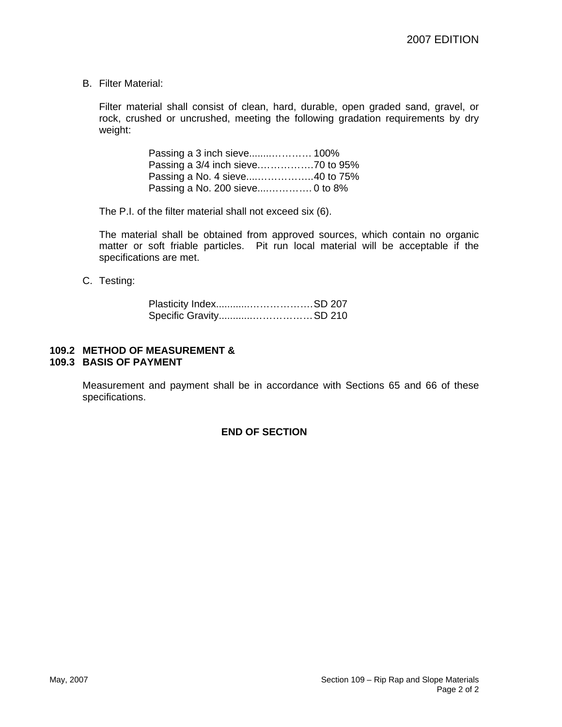B. Filter Material:

Filter material shall consist of clean, hard, durable, open graded sand, gravel, or rock, crushed or uncrushed, meeting the following gradation requirements by dry weight:

Passing a 3 inch sieve....................... 100%
Passing a 3/4 inch sieve....................70 to 95%
Passing a No. 4 sieve........................40 to 75%
Passing a No. 200 sieve.................... 0 to 8%

The P.I. of the filter material shall not exceed six (6).

The material shall be obtained from approved sources, which contain no organic matter or soft friable particles. Pit run local material will be acceptable if the specifications are met.

C. Testing:

Plasticity Index..................................SD 207
Specific Gravity..................................SD 210

## 109.2 METHOD OF MEASUREMENT &
## 109.3 BASIS OF PAYMENT

Measurement and payment shall be in accordance with Sections 65 and 66 of these specifications.

**END OF SECTION**